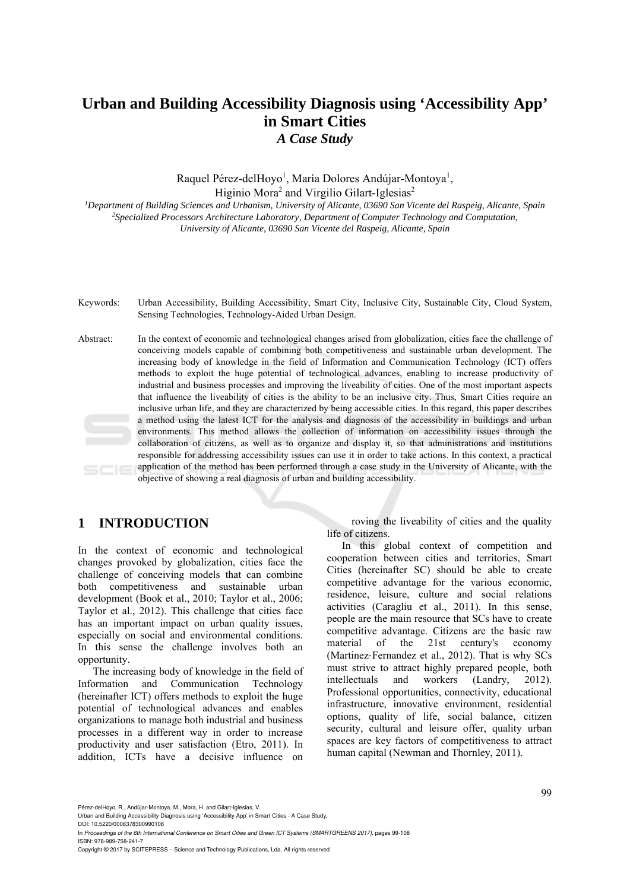# Urban and Building Accessibility Diagnosis using 'Accessibility App' in Smart Cities

## *A Case Study*

Raquel Pérez-delHoyo[1], María Dolores Andújar-Montoya[1], Higinio Mora[2] and Virgilio Gilart-Iglesias[2]

[1]*Department of Building Sciences and Urbanism, University of Alicante, 03690 San Vicente del Raspeig, Alicante, Spain*
[2]*Specialized Processors Architecture Laboratory, Department of Computer Technology and Computation, University of Alicante, 03690 San Vicente del Raspeig, Alicante, Spain*

Keywords: Urban Accessibility, Building Accessibility, Smart City, Inclusive City, Sustainable City, Cloud System, Sensing Technologies, Technology-Aided Urban Design.

Abstract: In the context of economic and technological changes arised from globalization, cities face the challenge of conceiving models capable of combining both competitiveness and sustainable urban development. The increasing body of knowledge in the field of Information and Communication Technology (ICT) offers methods to exploit the huge potential of technological advances, enabling to increase productivity of industrial and business processes and improving the liveability of cities. One of the most important aspects that influence the liveability of cities is the ability to be an inclusive city. Thus, Smart Cities require an inclusive urban life, and they are characterized by being accessible cities. In this regard, this paper describes a method using the latest ICT for the analysis and diagnosis of the accessibility in buildings and urban environments. This method allows the collection of information on accessibility issues through the collaboration of citizens, as well as to organize and display it, so that administrations and institutions responsible for addressing accessibility issues can use it in order to take actions. In this context, a practical application of the method has been performed through a case study in the University of Alicante, with the objective of showing a real diagnosis of urban and building accessibility.

## 1 INTRODUCTION

In the context of economic and technological changes provoked by globalization, cities face the challenge of conceiving models that can combine both competitiveness and sustainable urban development (Book et al., 2010; Taylor et al., 2006; Taylor et al., 2012). This challenge that cities face has an important impact on urban quality issues, especially on social and environmental conditions. In this sense the challenge involves both an opportunity.

The increasing body of knowledge in the field of Information and Communication Technology (hereinafter ICT) offers methods to exploit the huge potential of technological advances and enables organizations to manage both industrial and business processes in a different way in order to increase productivity and user satisfaction (Etro, 2011). In addition, ICTs have a decisive influence on roving the liveability of cities and the quality life of citizens.

In this global context of competition and cooperation between cities and territories, Smart Cities (hereinafter SC) should be able to create competitive advantage for the various economic, residence, leisure, culture and social relations activities (Caragliu et al., 2011). In this sense, people are the main resource that SCs have to create competitive advantage. Citizens are the basic raw material of the 21st century's economy (Martinez-Fernandez et al., 2012). That is why SCs must strive to attract highly prepared people, both intellectuals and workers (Landry, 2012). Professional opportunities, connectivity, educational infrastructure, innovative environment, residential options, quality of life, social balance, citizen security, cultural and leisure offer, quality urban spaces are key factors of competitiveness to attract human capital (Newman and Thornley, 2011).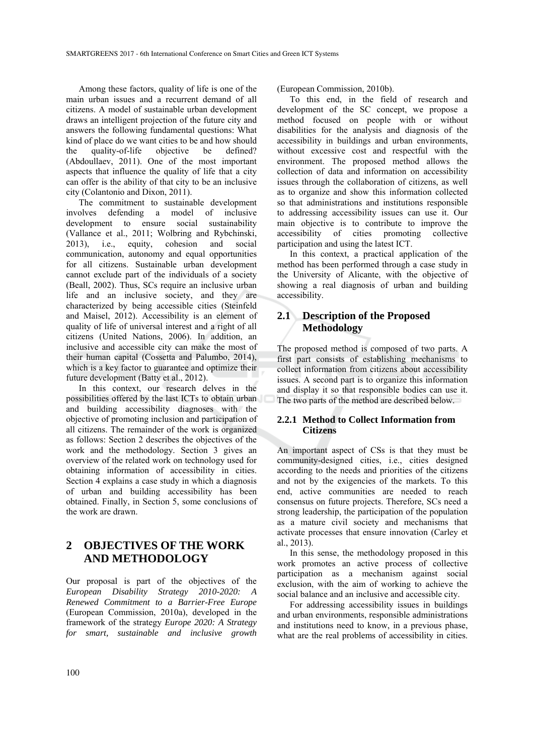Among these factors, quality of life is one of the main urban issues and a recurrent demand of all citizens. A model of sustainable urban development draws an intelligent projection of the future city and answers the following fundamental questions: What kind of place do we want cities to be and how should the quality-of-life objective be defined? (Abdoullaev, 2011). One of the most important aspects that influence the quality of life that a city can offer is the ability of that city to be an inclusive city (Colantonio and Dixon, 2011).

The commitment to sustainable development involves defending a model of inclusive development to ensure social sustainability (Vallance et al., 2011; Wolbring and Rybchinski, 2013), i.e., equity, cohesion and social communication, autonomy and equal opportunities for all citizens. Sustainable urban development cannot exclude part of the individuals of a society (Beall, 2002). Thus, SCs require an inclusive urban life and an inclusive society, and they are characterized by being accessible cities (Steinfeld and Maisel, 2012). Accessibility is an element of quality of life of universal interest and a right of all citizens (United Nations, 2006). In addition, an inclusive and accessible city can make the most of their human capital (Cossetta and Palumbo, 2014), which is a key factor to guarantee and optimize their future development (Batty et al., 2012).

In this context, our research delves in the possibilities offered by the last ICTs to obtain urban and building accessibility diagnoses with the objective of promoting inclusion and participation of all citizens. The remainder of the work is organized as follows: Section 2 describes the objectives of the work and the methodology. Section 3 gives an overview of the related work on technology used for obtaining information of accessibility in cities. Section 4 explains a case study in which a diagnosis of urban and building accessibility has been obtained. Finally, in Section 5, some conclusions of the work are drawn.

## 2 OBJECTIVES OF THE WORK AND METHODOLOGY

Our proposal is part of the objectives of the *European Disability Strategy 2010-2020: A Renewed Commitment to a Barrier-Free Europe* (European Commission, 2010a), developed in the framework of the strategy *Europe 2020: A Strategy for smart, sustainable and inclusive growth* (European Commission, 2010b).

To this end, in the field of research and development of the SC concept, we propose a method focused on people with or without disabilities for the analysis and diagnosis of the accessibility in buildings and urban environments, without excessive cost and respectful with the environment. The proposed method allows the collection of data and information on accessibility issues through the collaboration of citizens, as well as to organize and show this information collected so that administrations and institutions responsible to addressing accessibility issues can use it. Our main objective is to contribute to improve the accessibility of cities promoting collective participation and using the latest ICT.

In this context, a practical application of the method has been performed through a case study in the University of Alicante, with the objective of showing a real diagnosis of urban and building accessibility.

### 2.1 Description of the Proposed Methodology

The proposed method is composed of two parts. A first part consists of establishing mechanisms to collect information from citizens about accessibility issues. A second part is to organize this information and display it so that responsible bodies can use it. The two parts of the method are described below.

#### 2.2.1 Method to Collect Information from Citizens

An important aspect of CSs is that they must be community-designed cities, i.e., cities designed according to the needs and priorities of the citizens and not by the exigencies of the markets. To this end, active communities are needed to reach consensus on future projects. Therefore, SCs need a strong leadership, the participation of the population as a mature civil society and mechanisms that activate processes that ensure innovation (Carley et al., 2013).

In this sense, the methodology proposed in this work promotes an active process of collective participation as a mechanism against social exclusion, with the aim of working to achieve the social balance and an inclusive and accessible city.

For addressing accessibility issues in buildings and urban environments, responsible administrations and institutions need to know, in a previous phase, what are the real problems of accessibility in cities.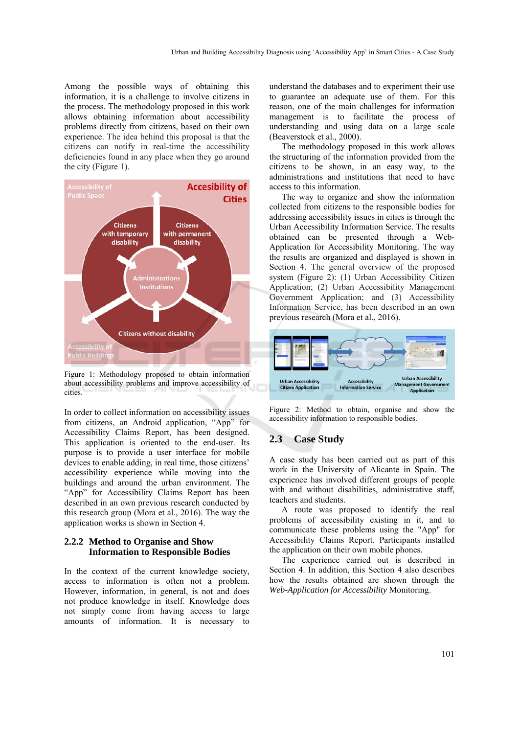Among the possible ways of obtaining this information, it is a challenge to involve citizens in the process. The methodology proposed in this work allows obtaining information about accessibility problems directly from citizens, based on their own experience. The idea behind this proposal is that the citizens can notify in real-time the accessibility deficiencies found in any place when they go around the city (Figure 1).

Figure 1: Methodology proposed to obtain information about accessibility problems and improve accessibility of cities.

In order to collect information on accessibility issues from citizens, an Android application, "App" for Accessibility Claims Report, has been designed. This application is oriented to the end-user. Its purpose is to provide a user interface for mobile devices to enable adding, in real time, those citizens' accessibility experience while moving into the buildings and around the urban environment. The "App" for Accessibility Claims Report has been described in an own previous research conducted by this research group (Mora et al., 2016). The way the application works is shown in Section 4.

### 2.2.2 Method to Organise and Show Information to Responsible Bodies

In the context of the current knowledge society, access to information is often not a problem. However, information, in general, is not and does not produce knowledge in itself. Knowledge does not simply come from having access to large amounts of information. It is necessary to understand the databases and to experiment their use to guarantee an adequate use of them. For this reason, one of the main challenges for information management is to facilitate the process of understanding and using data on a large scale (Beaverstock et al., 2000).

The methodology proposed in this work allows the structuring of the information provided from the citizens to be shown, in an easy way, to the administrations and institutions that need to have access to this information.

The way to organize and show the information collected from citizens to the responsible bodies for addressing accessibility issues in cities is through the Urban Accessibility Information Service. The results obtained can be presented through a Web-Application for Accessibility Monitoring. The way the results are organized and displayed is shown in Section 4. The general overview of the proposed system (Figure 2): (1) Urban Accessibility Citizen Application; (2) Urban Accessibility Management Government Application; and (3) Accessibility Information Service, has been described in an own previous research (Mora et al., 2016).

Figure 2: Method to obtain, organise and show the accessibility information to responsible bodies.

## 2.3 Case Study

A case study has been carried out as part of this work in the University of Alicante in Spain. The experience has involved different groups of people with and without disabilities, administrative staff, teachers and students.

A route was proposed to identify the real problems of accessibility existing in it, and to communicate these problems using the "App" for Accessibility Claims Report. Participants installed the application on their own mobile phones.

The experience carried out is described in Section 4. In addition, this Section 4 also describes how the results obtained are shown through the *Web-Application for Accessibility* Monitoring.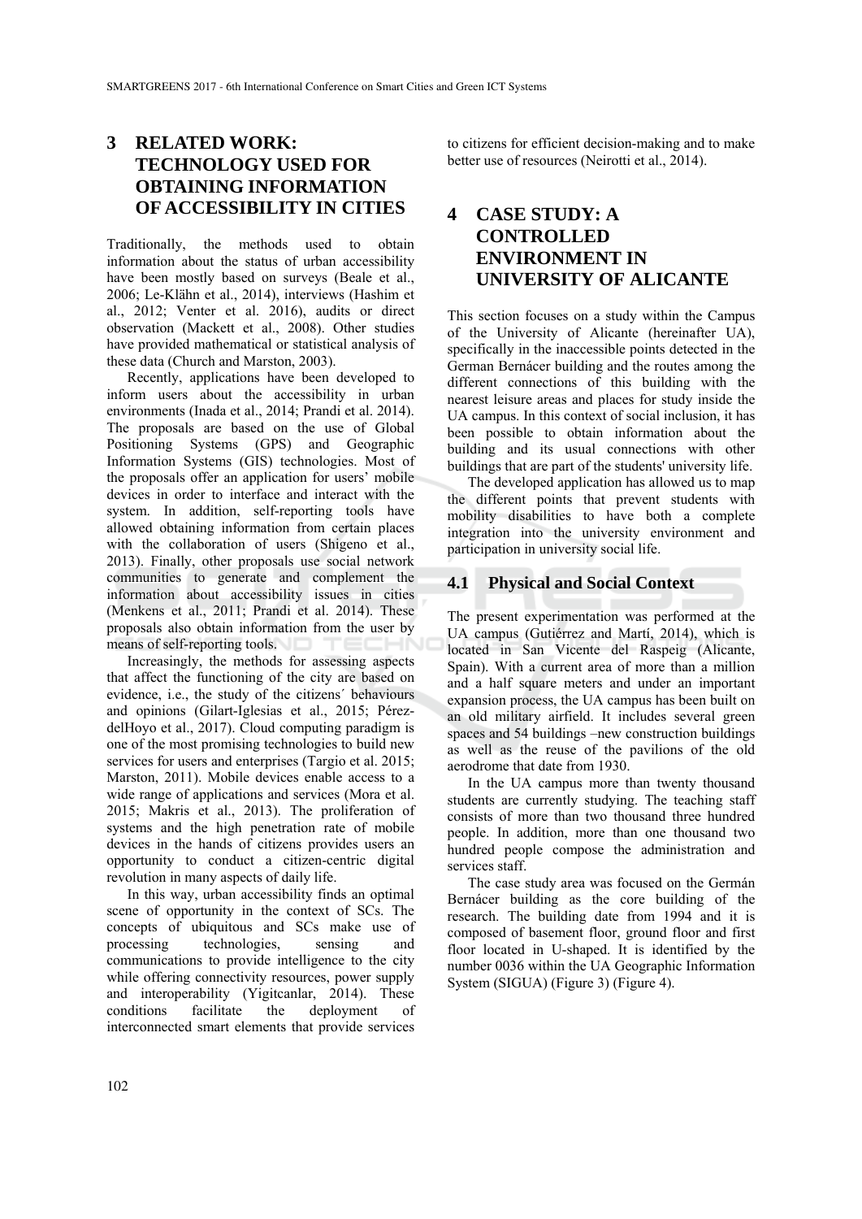## 3 RELATED WORK: TECHNOLOGY USED FOR OBTAINING INFORMATION OF ACCESSIBILITY IN CITIES

Traditionally, the methods used to obtain information about the status of urban accessibility have been mostly based on surveys (Beale et al., 2006; Le-Klähn et al., 2014), interviews (Hashim et al., 2012; Venter et al. 2016), audits or direct observation (Mackett et al., 2008). Other studies have provided mathematical or statistical analysis of these data (Church and Marston, 2003).

Recently, applications have been developed to inform users about the accessibility in urban environments (Inada et al., 2014; Prandi et al. 2014). The proposals are based on the use of Global Positioning Systems (GPS) and Geographic Information Systems (GIS) technologies. Most of the proposals offer an application for users' mobile devices in order to interface and interact with the system. In addition, self-reporting tools have allowed obtaining information from certain places with the collaboration of users (Shigeno et al., 2013). Finally, other proposals use social network communities to generate and complement the information about accessibility issues in cities (Menkens et al., 2011; Prandi et al. 2014). These proposals also obtain information from the user by means of self-reporting tools.

Increasingly, the methods for assessing aspects that affect the functioning of the city are based on evidence, i.e., the study of the citizens´ behaviours and opinions (Gilart-Iglesias et al., 2015; Pérez-delHoyo et al., 2017). Cloud computing paradigm is one of the most promising technologies to build new services for users and enterprises (Targio et al. 2015; Marston, 2011). Mobile devices enable access to a wide range of applications and services (Mora et al. 2015; Makris et al., 2013). The proliferation of systems and the high penetration rate of mobile devices in the hands of citizens provides users an opportunity to conduct a citizen-centric digital revolution in many aspects of daily life.

In this way, urban accessibility finds an optimal scene of opportunity in the context of SCs. The concepts of ubiquitous and SCs make use of processing technologies, sensing and communications to provide intelligence to the city while offering connectivity resources, power supply and interoperability (Yigitcanlar, 2014). These conditions facilitate the deployment of interconnected smart elements that provide services to citizens for efficient decision-making and to make better use of resources (Neirotti et al., 2014).

## 4 CASE STUDY: A CONTROLLED ENVIRONMENT IN UNIVERSITY OF ALICANTE

This section focuses on a study within the Campus of the University of Alicante (hereinafter UA), specifically in the inaccessible points detected in the German Bernácer building and the routes among the different connections of this building with the nearest leisure areas and places for study inside the UA campus. In this context of social inclusion, it has been possible to obtain information about the building and its usual connections with other buildings that are part of the students' university life.

The developed application has allowed us to map the different points that prevent students with mobility disabilities to have both a complete integration into the university environment and participation in university social life.

### 4.1 Physical and Social Context

The present experimentation was performed at the UA campus (Gutiérrez and Martí, 2014), which is located in San Vicente del Raspeig (Alicante, Spain). With a current area of more than a million and a half square meters and under an important expansion process, the UA campus has been built on an old military airfield. It includes several green spaces and 54 buildings –new construction buildings as well as the reuse of the pavilions of the old aerodrome that date from 1930.

In the UA campus more than twenty thousand students are currently studying. The teaching staff consists of more than two thousand three hundred people. In addition, more than one thousand two hundred people compose the administration and services staff.

The case study area was focused on the Germán Bernácer building as the core building of the research. The building date from 1994 and it is composed of basement floor, ground floor and first floor located in U-shaped. It is identified by the number 0036 within the UA Geographic Information System (SIGUA) (Figure 3) (Figure 4).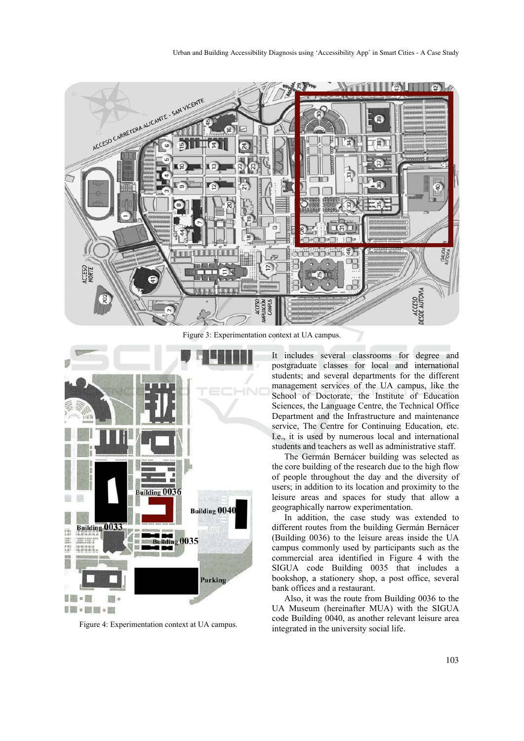Figure 3: Experimentation context at UA campus.

Figure 4: Experimentation context at UA campus.

It includes several classrooms for degree and postgraduate classes for local and international students; and several departments for the different management services of the UA campus, like the School of Doctorate, the Institute of Education Sciences, the Language Centre, the Technical Office Department and the Infrastructure and maintenance service, The Centre for Continuing Education, etc. I.e., it is used by numerous local and international students and teachers as well as administrative staff.

The Germán Bernácer building was selected as the core building of the research due to the high flow of people throughout the day and the diversity of users; in addition to its location and proximity to the leisure areas and spaces for study that allow a geographically narrow experimentation.

In addition, the case study was extended to different routes from the building Germán Bernácer (Building 0036) to the leisure areas inside the UA campus commonly used by participants such as the commercial area identified in Figure 4 with the SIGUA code Building 0035 that includes a bookshop, a stationery shop, a post office, several bank offices and a restaurant.

Also, it was the route from Building 0036 to the UA Museum (hereinafter MUA) with the SIGUA code Building 0040, as another relevant leisure area integrated in the university social life.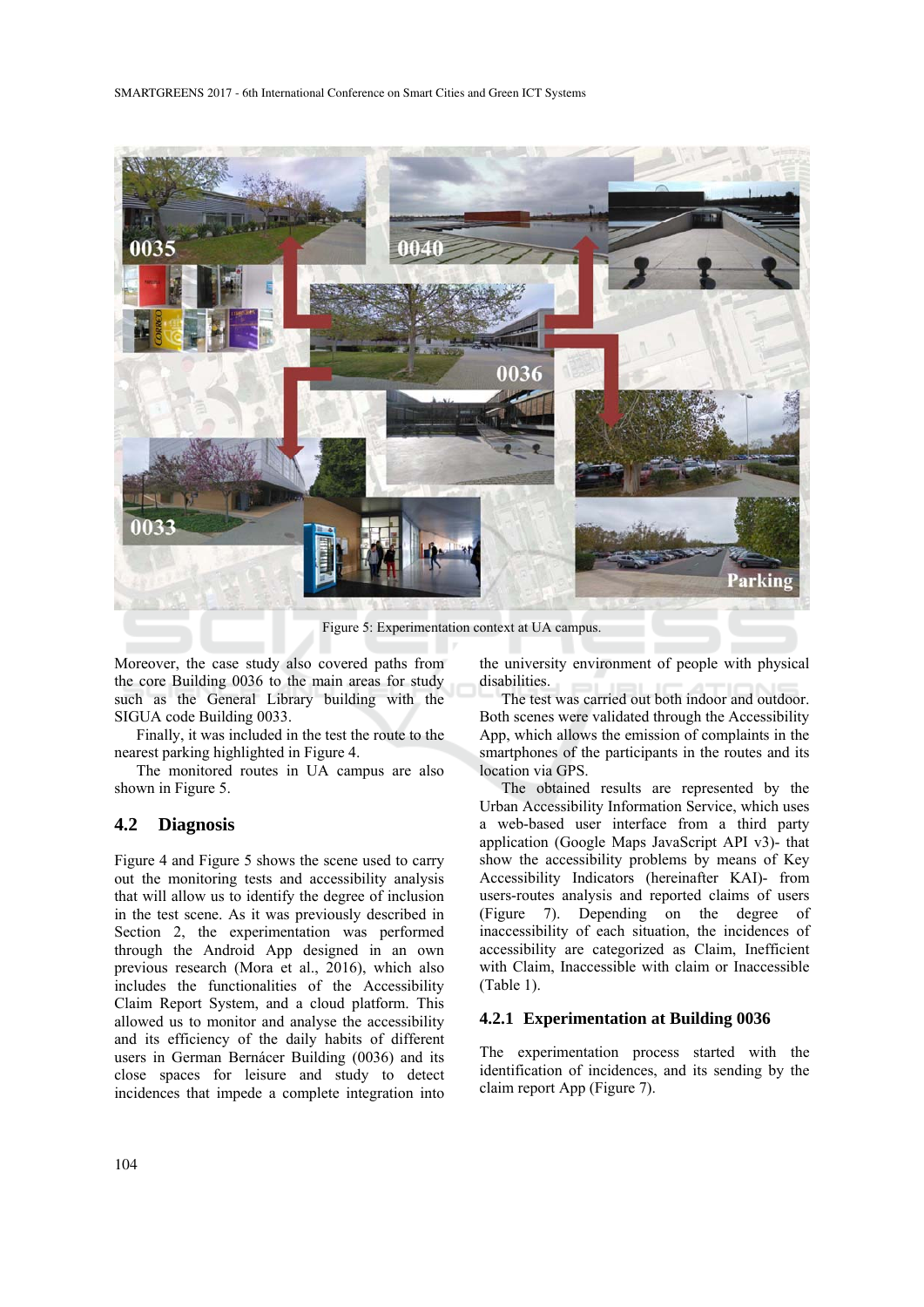Figure 5: Experimentation context at UA campus.

Moreover, the case study also covered paths from the core Building 0036 to the main areas for study such as the General Library building with the SIGUA code Building 0033.

Finally, it was included in the test the route to the nearest parking highlighted in Figure 4.

The monitored routes in UA campus are also shown in Figure 5.

## 4.2 Diagnosis

Figure 4 and Figure 5 shows the scene used to carry out the monitoring tests and accessibility analysis that will allow us to identify the degree of inclusion in the test scene. As it was previously described in Section 2, the experimentation was performed through the Android App designed in an own previous research (Mora et al., 2016), which also includes the functionalities of the Accessibility Claim Report System, and a cloud platform. This allowed us to monitor and analyse the accessibility and its efficiency of the daily habits of different users in German Bernácer Building (0036) and its close spaces for leisure and study to detect incidences that impede a complete integration into the university environment of people with physical disabilities.

The test was carried out both indoor and outdoor. Both scenes were validated through the Accessibility App, which allows the emission of complaints in the smartphones of the participants in the routes and its location via GPS.

The obtained results are represented by the Urban Accessibility Information Service, which uses a web-based user interface from a third party application (Google Maps JavaScript API v3)- that show the accessibility problems by means of Key Accessibility Indicators (hereinafter KAI)- from users-routes analysis and reported claims of users (Figure 7). Depending on the degree of inaccessibility of each situation, the incidences of accessibility are categorized as Claim, Inefficient with Claim, Inaccessible with claim or Inaccessible (Table 1).

### 4.2.1 Experimentation at Building 0036

The experimentation process started with the identification of incidences, and its sending by the claim report App (Figure 7).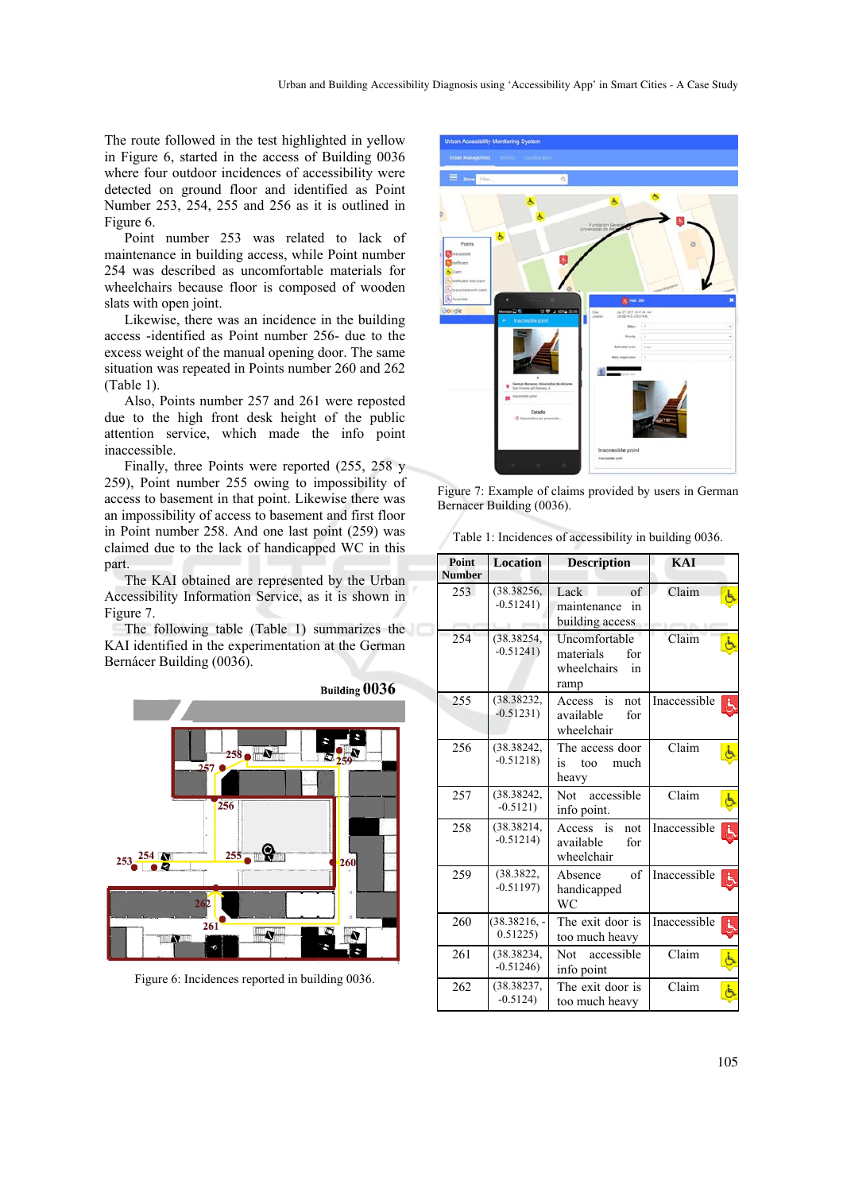The route followed in the test highlighted in yellow in Figure 6, started in the access of Building 0036 where four outdoor incidences of accessibility were detected on ground floor and identified as Point Number 253, 254, 255 and 256 as it is outlined in Figure 6.

Point number 253 was related to lack of maintenance in building access, while Point number 254 was described as uncomfortable materials for wheelchairs because floor is composed of wooden slats with open joint.

Likewise, there was an incidence in the building access -identified as Point number 256- due to the excess weight of the manual opening door. The same situation was repeated in Points number 260 and 262 (Table 1).

Also, Points number 257 and 261 were reposted due to the high front desk height of the public attention service, which made the info point inaccessible.

Finally, three Points were reported (255, 258 y 259), Point number 255 owing to impossibility of access to basement in that point. Likewise there was an impossibility of access to basement and first floor in Point number 258. And one last point (259) was claimed due to the lack of handicapped WC in this part.

The KAI obtained are represented by the Urban Accessibility Information Service, as it is shown in Figure 7.

The following table (Table 1) summarizes the KAI identified in the experimentation at the German Bernácer Building (0036).

Figure 6: Incidences reported in building 0036.

Figure 7: Example of claims provided by users in German Bernacer Building (0036).

Table 1: Incidences of accessibility in building 0036.

| Point Number | Location | Description | KAI |
|---|---|---|---|
| 253 | (38.38256, -0.51241) | Lack of maintenance in building access | Claim |
| 254 | (38.38254, -0.51241) | Uncomfortable materials for wheelchairs in ramp | Claim |
| 255 | (38.38232, -0.51231) | Access is not available for wheelchair | Inaccessible |
| 256 | (38.38242, -0.51218) | The access door is too much heavy | Claim |
| 257 | (38.38242, -0.5121) | Not accessible info point. | Claim |
| 258 | (38.38214, -0.51214) | Access is not available for wheelchair | Inaccessible |
| 259 | (38.3822, -0.51197) | Absence of handicapped WC | Inaccessible |
| 260 | (38.38216, -0.51225) | The exit door is too much heavy | Inaccessible |
| 261 | (38.38234, -0.51246) | Not accessible info point | Claim |
| 262 | (38.38237, -0.5124) | The exit door is too much heavy | Claim |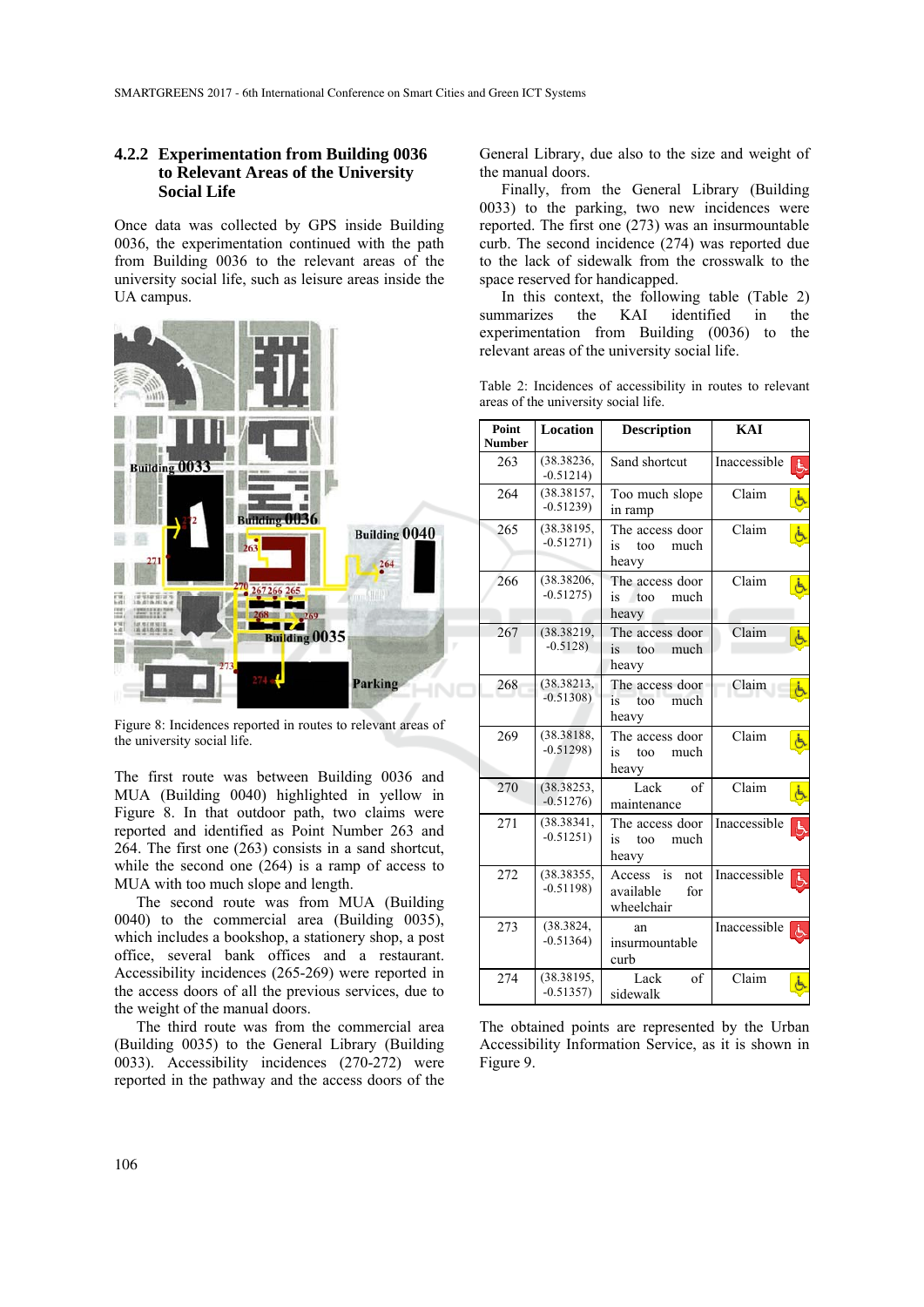### 4.2.2 Experimentation from Building 0036 to Relevant Areas of the University Social Life

Once data was collected by GPS inside Building 0036, the experimentation continued with the path from Building 0036 to the relevant areas of the university social life, such as leisure areas inside the UA campus.

Figure 8: Incidences reported in routes to relevant areas of the university social life.

The first route was between Building 0036 and MUA (Building 0040) highlighted in yellow in Figure 8. In that outdoor path, two claims were reported and identified as Point Number 263 and 264. The first one (263) consists in a sand shortcut, while the second one (264) is a ramp of access to MUA with too much slope and length.

The second route was from MUA (Building 0040) to the commercial area (Building 0035), which includes a bookshop, a stationery shop, a post office, several bank offices and a restaurant. Accessibility incidences (265-269) were reported in the access doors of all the previous services, due to the weight of the manual doors.

The third route was from the commercial area (Building 0035) to the General Library (Building 0033). Accessibility incidences (270-272) were reported in the pathway and the access doors of the General Library, due also to the size and weight of the manual doors.

Finally, from the General Library (Building 0033) to the parking, two new incidences were reported. The first one (273) was an insurmountable curb. The second incidence (274) was reported due to the lack of sidewalk from the crosswalk to the space reserved for handicapped.

In this context, the following table (Table 2) summarizes the KAI identified in the experimentation from Building (0036) to the relevant areas of the university social life.

Table 2: Incidences of accessibility in routes to relevant areas of the university social life.

| Point Number | Location | Description | KAI |
|---|---|---|---|
| 263 | (38.38236, -0.51214) | Sand shortcut | Inaccessible |
| 264 | (38.38157, -0.51239) | Too much slope in ramp | Claim |
| 265 | (38.38195, -0.51271) | The access door is too much heavy | Claim |
| 266 | (38.38206, -0.51275) | The access door is too much heavy | Claim |
| 267 | (38.38219, -0.5128) | The access door is too much heavy | Claim |
| 268 | (38.38213, -0.51308) | The access door is too much heavy | Claim |
| 269 | (38.38188, -0.51298) | The access door is too much heavy | Claim |
| 270 | (38.38253, -0.51276) | Lack of maintenance | Claim |
| 271 | (38.38341, -0.51251) | The access door is too much heavy | Inaccessible |
| 272 | (38.38355, -0.51198) | Access is not available for wheelchair | Inaccessible |
| 273 | (38.3824, -0.51364) | an insurmountable curb | Inaccessible |
| 274 | (38.38195, -0.51357) | Lack of sidewalk | Claim |

The obtained points are represented by the Urban Accessibility Information Service, as it is shown in Figure 9.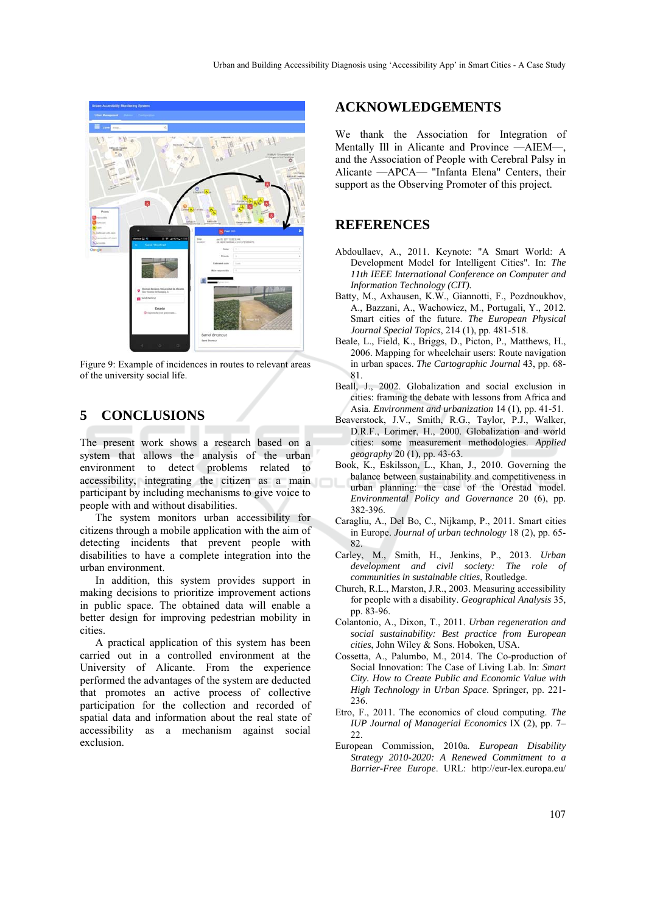Figure 9: Example of incidences in routes to relevant areas of the university social life.

## 5 CONCLUSIONS

The present work shows a research based on a system that allows the analysis of the urban environment to detect problems related to accessibility, integrating the citizen as a main participant by including mechanisms to give voice to people with and without disabilities.

The system monitors urban accessibility for citizens through a mobile application with the aim of detecting incidents that prevent people with disabilities to have a complete integration into the urban environment.

In addition, this system provides support in making decisions to prioritize improvement actions in public space. The obtained data will enable a better design for improving pedestrian mobility in cities.

A practical application of this system has been carried out in a controlled environment at the University of Alicante. From the experience performed the advantages of the system are deducted that promotes an active process of collective participation for the collection and recorded of spatial data and information about the real state of accessibility as a mechanism against social exclusion.

## ACKNOWLEDGEMENTS

We thank the Association for Integration of Mentally Ill in Alicante and Province —AIEM—, and the Association of People with Cerebral Palsy in Alicante —APCA— "Infanta Elena" Centers, their support as the Observing Promoter of this project.

## REFERENCES

Abdoullaev, A., 2011. Keynote: "A Smart World: A Development Model for Intelligent Cities". In: *The 11th IEEE International Conference on Computer and Information Technology (CIT).*

Batty, M., Axhausen, K.W., Giannotti, F., Pozdnoukhov, A., Bazzani, A., Wachowicz, M., Portugali, Y., 2012. Smart cities of the future. *The European Physical Journal Special Topics*, 214 (1), pp. 481-518.

Beale, L., Field, K., Briggs, D., Picton, P., Matthews, H., 2006. Mapping for wheelchair users: Route navigation in urban spaces. *The Cartographic Journal* 43, pp. 68-81.

Beall, J., 2002. Globalization and social exclusion in cities: framing the debate with lessons from Africa and Asia. *Environment and urbanization* 14 (1), pp. 41-51.

Beaverstock, J.V., Smith, R.G., Taylor, P.J., Walker, D.R.F., Lorimer, H., 2000. Globalization and world cities: some measurement methodologies. *Applied geography* 20 (1), pp. 43-63.

Book, K., Eskilsson, L., Khan, J., 2010. Governing the balance between sustainability and competitiveness in urban planning: the case of the Orestad model. *Environmental Policy and Governance* 20 (6), pp. 382-396.

Caragliu, A., Del Bo, C., Nijkamp, P., 2011. Smart cities in Europe. *Journal of urban technology* 18 (2), pp. 65-82.

Carley, M., Smith, H., Jenkins, P., 2013. *Urban development and civil society: The role of communities in sustainable cities*, Routledge.

Church, R.L., Marston, J.R., 2003. Measuring accessibility for people with a disability. *Geographical Analysis* 35, pp. 83-96.

Colantonio, A., Dixon, T., 2011. *Urban regeneration and social sustainability: Best practice from European cities*, John Wiley & Sons. Hoboken, USA.

Cossetta, A., Palumbo, M., 2014. The Co-production of Social Innovation: The Case of Living Lab. In: *Smart City. How to Create Public and Economic Value with High Technology in Urban Space*. Springer, pp. 221-236.

Etro, F., 2011. The economics of cloud computing. *The IUP Journal of Managerial Economics* IX (2), pp. 7–22.

European Commission, 2010a. *European Disability Strategy 2010-2020: A Renewed Commitment to a Barrier-Free Europe*. URL: http://eur-lex.europa.eu/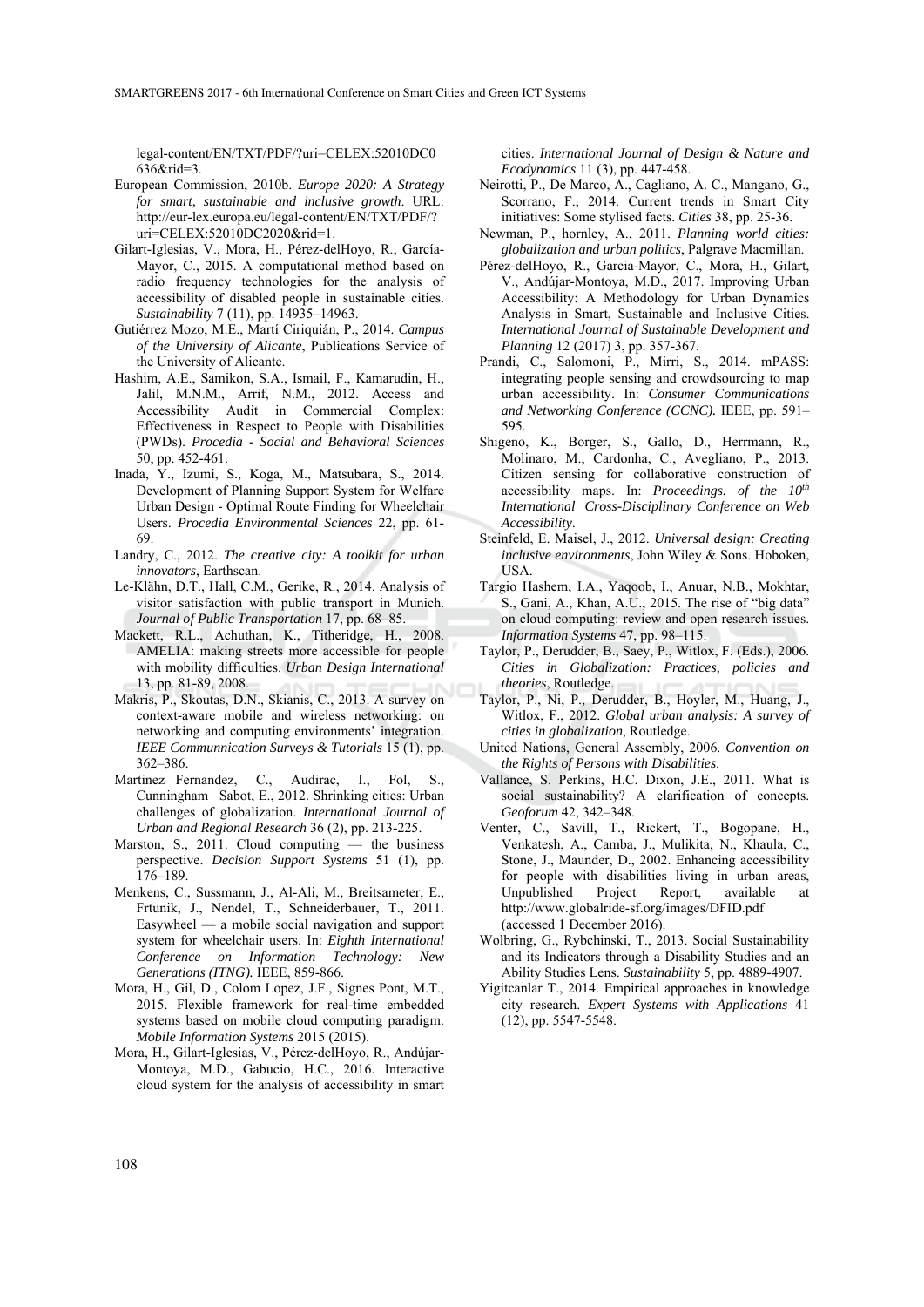legal-content/EN/TXT/PDF/?uri=CELEX:52010DC0636&rid=3.

European Commission, 2010b. *Europe 2020: A Strategy for smart, sustainable and inclusive growth*. URL: http://eur-lex.europa.eu/legal-content/EN/TXT/PDF/?uri=CELEX:52010DC2020&rid=1.

Gilart-Iglesias, V., Mora, H., Pérez-delHoyo, R., García-Mayor, C., 2015. A computational method based on radio frequency technologies for the analysis of accessibility of disabled people in sustainable cities. *Sustainability* 7 (11), pp. 14935–14963.

Gutiérrez Mozo, M.E., Martí Ciriquián, P., 2014. *Campus of the University of Alicante*, Publications Service of the University of Alicante.

Hashim, A.E., Samikon, S.A., Ismail, F., Kamarudin, H., Jalil, M.N.M., Arrif, N.M., 2012. Access and Accessibility Audit in Commercial Complex: Effectiveness in Respect to People with Disabilities (PWDs). *Procedia - Social and Behavioral Sciences* 50, pp. 452-461.

Inada, Y., Izumi, S., Koga, M., Matsubara, S., 2014. Development of Planning Support System for Welfare Urban Design - Optimal Route Finding for Wheelchair Users. *Procedia Environmental Sciences* 22, pp. 61-69.

Landry, C., 2012. *The creative city: A toolkit for urban innovators*, Earthscan.

Le-Klähn, D.T., Hall, C.M., Gerike, R., 2014. Analysis of visitor satisfaction with public transport in Munich. *Journal of Public Transportation* 17, pp. 68–85.

Mackett, R.L., Achuthan, K., Titheridge, H., 2008. AMELIA: making streets more accessible for people with mobility difficulties. *Urban Design International* 13, pp. 81-89, 2008.

Makris, P., Skoutas, D.N., Skianis, C., 2013. A survey on context-aware mobile and wireless networking: on networking and computing environments' integration. *IEEE Communnication Surveys & Tutorials* 15 (1), pp. 362–386.

Martinez Fernandez, C., Audirac, I., Fol, S., Cunningham Sabot, E., 2012. Shrinking cities: Urban challenges of globalization. *International Journal of Urban and Regional Research* 36 (2), pp. 213-225.

Marston, S., 2011. Cloud computing — the business perspective. *Decision Support Systems* 51 (1), pp. 176–189.

Menkens, C., Sussmann, J., Al-Ali, M., Breitsameter, E., Frtunik, J., Nendel, T., Schneiderbauer, T., 2011. Easywheel — a mobile social navigation and support system for wheelchair users. In: *Eighth International Conference on Information Technology: New Generations (ITNG).* IEEE, 859-866.

Mora, H., Gil, D., Colom Lopez, J.F., Signes Pont, M.T., 2015. Flexible framework for real-time embedded systems based on mobile cloud computing paradigm. *Mobile Information Systems* 2015 (2015).

Mora, H., Gilart-Iglesias, V., Pérez-delHoyo, R., Andújar-Montoya, M.D., Gabucio, H.C., 2016. Interactive cloud system for the analysis of accessibility in smart cities. *International Journal of Design & Nature and Ecodynamics* 11 (3), pp. 447-458.

Neirotti, P., De Marco, A., Cagliano, A. C., Mangano, G., Scorrano, F., 2014. Current trends in Smart City initiatives: Some stylised facts. *Cities* 38, pp. 25-36.

Newman, P., hornley, A., 2011. *Planning world cities: globalization and urban politics*, Palgrave Macmillan.

Pérez-delHoyo, R., Garcia-Mayor, C., Mora, H., Gilart, V., Andújar-Montoya, M.D., 2017. Improving Urban Accessibility: A Methodology for Urban Dynamics Analysis in Smart, Sustainable and Inclusive Cities. *International Journal of Sustainable Development and Planning* 12 (2017) 3, pp. 357-367.

Prandi, C., Salomoni, P., Mirri, S., 2014. mPASS: integrating people sensing and crowdsourcing to map urban accessibility. In: *Consumer Communications and Networking Conference (CCNC).* IEEE, pp. 591–595.

Shigeno, K., Borger, S., Gallo, D., Herrmann, R., Molinaro, M., Cardonha, C., Avegliano, P., 2013. Citizen sensing for collaborative construction of accessibility maps. In: *Proceedings. of the 10th International Cross-Disciplinary Conference on Web Accessibility*.

Steinfeld, E. Maisel, J., 2012. *Universal design: Creating inclusive environments*, John Wiley & Sons. Hoboken, USA.

Targio Hashem, I.A., Yaqoob, I., Anuar, N.B., Mokhtar, S., Gani, A., Khan, A.U., 2015. The rise of "big data" on cloud computing: review and open research issues. *Information Systems* 47, pp. 98–115.

Taylor, P., Derudder, B., Saey, P., Witlox, F. (Eds.), 2006. *Cities in Globalization: Practices, policies and theories*, Routledge.

Taylor, P., Ni, P., Derudder, B., Hoyler, M., Huang, J., Witlox, F., 2012. *Global urban analysis: A survey of cities in globalization*, Routledge.

United Nations, General Assembly, 2006. *Convention on the Rights of Persons with Disabilities.*

Vallance, S. Perkins, H.C. Dixon, J.E., 2011. What is social sustainability? A clarification of concepts. *Geoforum* 42, 342–348.

Venter, C., Savill, T., Rickert, T., Bogopane, H., Venkatesh, A., Camba, J., Mulikita, N., Khaula, C., Stone, J., Maunder, D., 2002. Enhancing accessibility for people with disabilities living in urban areas, Unpublished Project Report, available at http://www.globalride-sf.org/images/DFID.pdf (accessed 1 December 2016).

Wolbring, G., Rybchinski, T., 2013. Social Sustainability and its Indicators through a Disability Studies and an Ability Studies Lens. *Sustainability* 5, pp. 4889-4907.

Yigitcanlar T., 2014. Empirical approaches in knowledge city research. *Expert Systems with Applications* 41 (12), pp. 5547-5548.